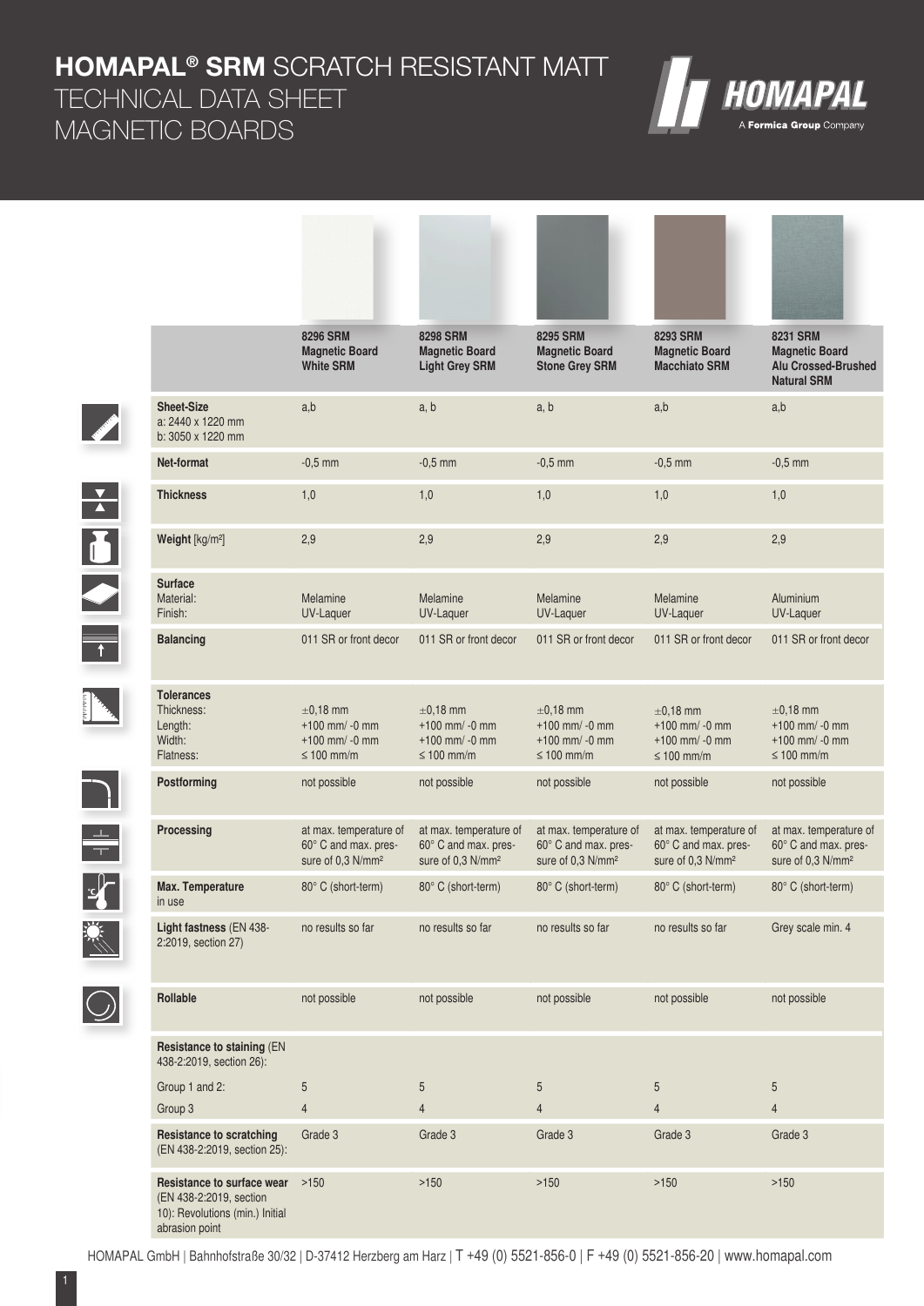# HOMAPAL® SRM SCRATCH RESISTANT MATT
## TECHNICAL DATA SHEET
## MAGNETIC BOARDS

HOMAPAL
A Formica Group Company

| | 8296 SRM Magnetic Board White SRM | 8298 SRM Magnetic Board Light Grey SRM | 8295 SRM Magnetic Board Stone Grey SRM | 8293 SRM Magnetic Board Macchiato SRM | 8231 SRM Magnetic Board Alu Crossed-Brushed Natural SRM |
|---|---|---|---|---|---|
| **Sheet-Size** a: 2440 x 1220 mm b: 3050 x 1220 mm | a,b | a, b | a, b | a,b | a,b |
| **Net-format** | -0,5 mm | -0,5 mm | -0,5 mm | -0,5 mm | -0,5 mm |
| **Thickness** | 1,0 | 1,0 | 1,0 | 1,0 | 1,0 |
| **Weight** [kg/m²] | 2,9 | 2,9 | 2,9 | 2,9 | 2,9 |
| **Surface** Material: Finish: | Melamine UV-Laquer | Melamine UV-Laquer | Melamine UV-Laquer | Melamine UV-Laquer | Aluminium UV-Laquer |
| **Balancing** | 011 SR or front decor | 011 SR or front decor | 011 SR or front decor | 011 SR or front decor | 011 SR or front decor |
| **Tolerances** Thickness: Length: Width: Flatness: | ±0,18 mm +100 mm/ -0 mm +100 mm/ -0 mm ≤ 100 mm/m | ±0,18 mm +100 mm/ -0 mm +100 mm/ -0 mm ≤ 100 mm/m | ±0,18 mm +100 mm/ -0 mm +100 mm/ -0 mm ≤ 100 mm/m | ±0,18 mm +100 mm/ -0 mm +100 mm/ -0 mm ≤ 100 mm/m | ±0,18 mm +100 mm/ -0 mm +100 mm/ -0 mm ≤ 100 mm/m |
| **Postforming** | not possible | not possible | not possible | not possible | not possible |
| **Processing** | at max. temperature of 60° C and max. pressure of 0,3 N/mm² | at max. temperature of 60° C and max. pressure of 0,3 N/mm² | at max. temperature of 60° C and max. pressure of 0,3 N/mm² | at max. temperature of 60° C and max. pressure of 0,3 N/mm² | at max. temperature of 60° C and max. pressure of 0,3 N/mm² |
| **Max. Temperature** in use | 80° C (short-term) | 80° C (short-term) | 80° C (short-term) | 80° C (short-term) | 80° C (short-term) |
| **Light fastness** (EN 438-2:2019, section 27) | no results so far | no results so far | no results so far | no results so far | Grey scale min. 4 |
| **Rollable** | not possible | not possible | not possible | not possible | not possible |
| **Resistance to staining** (EN 438-2:2019, section 26): | | | | | |
| Group 1 and 2: | 5 | 5 | 5 | 5 | 5 |
| Group 3 | 4 | 4 | 4 | 4 | 4 |
| **Resistance to scratching** (EN 438-2:2019, section 25): | Grade 3 | Grade 3 | Grade 3 | Grade 3 | Grade 3 |
| **Resistance to surface wear** (EN 438-2:2019, section 10): Revolutions (min.) Initial abrasion point | >150 | >150 | >150 | >150 | >150 |

HOMAPAL GmbH | Bahnhofstraße 30/32 | D-37412 Herzberg am Harz | T +49 (0) 5521-856-0 | F +49 (0) 5521-856-20 | www.homapal.com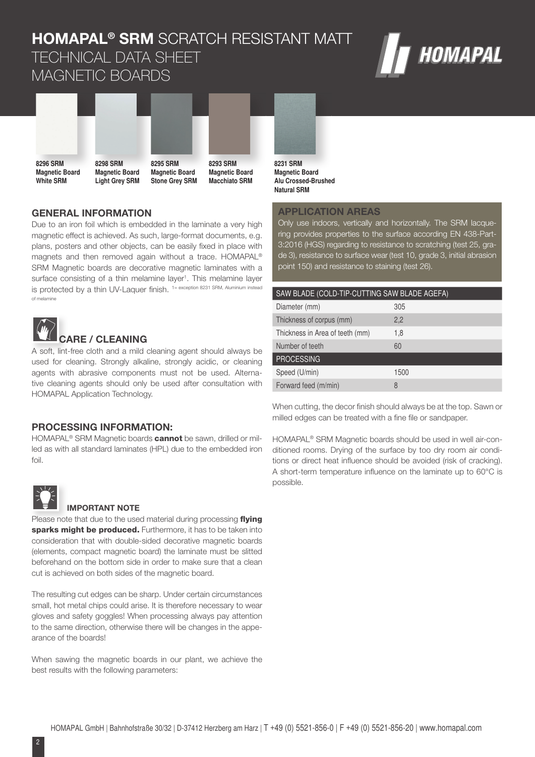# HOMAPAL® SRM SCRATCH RESISTANT MATT
# TECHNICAL DATA SHEET
# MAGNETIC BOARDS

**8296 SRM**
**Magnetic Board**
**White SRM**

**8298 SRM**
**Magnetic Board**
**Light Grey SRM**

**8295 SRM**
**Magnetic Board**
**Stone Grey SRM**

**8293 SRM**
**Magnetic Board**
**Macchiato SRM**

**8231 SRM**
**Magnetic Board**
**Alu Crossed-Brushed**
**Natural SRM**

## GENERAL INFORMATION

Due to an iron foil which is embedded in the laminate a very high magnetic effect is achieved. As such, large-format documents, e.g. plans, posters and other objects, can be easily fixed in place with magnets and then removed again without a trace. HOMAPAL® SRM Magnetic boards are decorative magnetic laminates with a surface consisting of a thin melamine layer[1]. This melamine layer is protected by a thin UV-Laquer finish. [1]= exception 8231 SRM, Aluminium instead of melamine

## CARE / CLEANING

A soft, lint-free cloth and a mild cleaning agent should always be used for cleaning. Strongly alkaline, strongly acidic, or cleaning agents with abrasive components must not be used. Alternative cleaning agents should only be used after consultation with HOMAPAL Application Technology.

## PROCESSING INFORMATION:

HOMAPAL® SRM Magnetic boards **cannot** be sawn, drilled or milled as with all standard laminates (HPL) due to the embedded iron foil.

### IMPORTANT NOTE

Please note that due to the used material during processing **flying sparks might be produced.** Furthermore, it has to be taken into consideration that with double-sided decorative magnetic boards (elements, compact magnetic board) the laminate must be slitted beforehand on the bottom side in order to make sure that a clean cut is achieved on both sides of the magnetic board.

The resulting cut edges can be sharp. Under certain circumstances small, hot metal chips could arise. It is therefore necessary to wear gloves and safety goggles! When processing always pay attention to the same direction, otherwise there will be changes in the appearance of the boards!

When sawing the magnetic boards in our plant, we achieve the best results with the following parameters:

## APPLICATION AREAS

Only use indoors, vertically and horizontally. The SRM lacquering provides properties to the surface according EN 438-Part-3:2016 (HGS) regarding to resistance to scratching (test 25, grade 3), resistance to surface wear (test 10, grade 3, initial abrasion point 150) and resistance to staining (test 26).

| SAW BLADE (COLD-TIP-CUTTING SAW BLADE AGEFA) | |
|---|---|
| Diameter (mm) | 305 |
| Thickness of corpus (mm) | 2,2 |
| Thickness in Area of teeth (mm) | 1,8 |
| Number of teeth | 60 |
| **PROCESSING** | |
| Speed (U/min) | 1500 |
| Forward feed (m/min) | 8 |

When cutting, the decor finish should always be at the top. Sawn or milled edges can be treated with a fine file or sandpaper.

HOMAPAL® SRM Magnetic boards should be used in well air-conditioned rooms. Drying of the surface by too dry room air conditions or direct heat influence should be avoided (risk of cracking). A short-term temperature influence on the laminate up to 60°C is possible.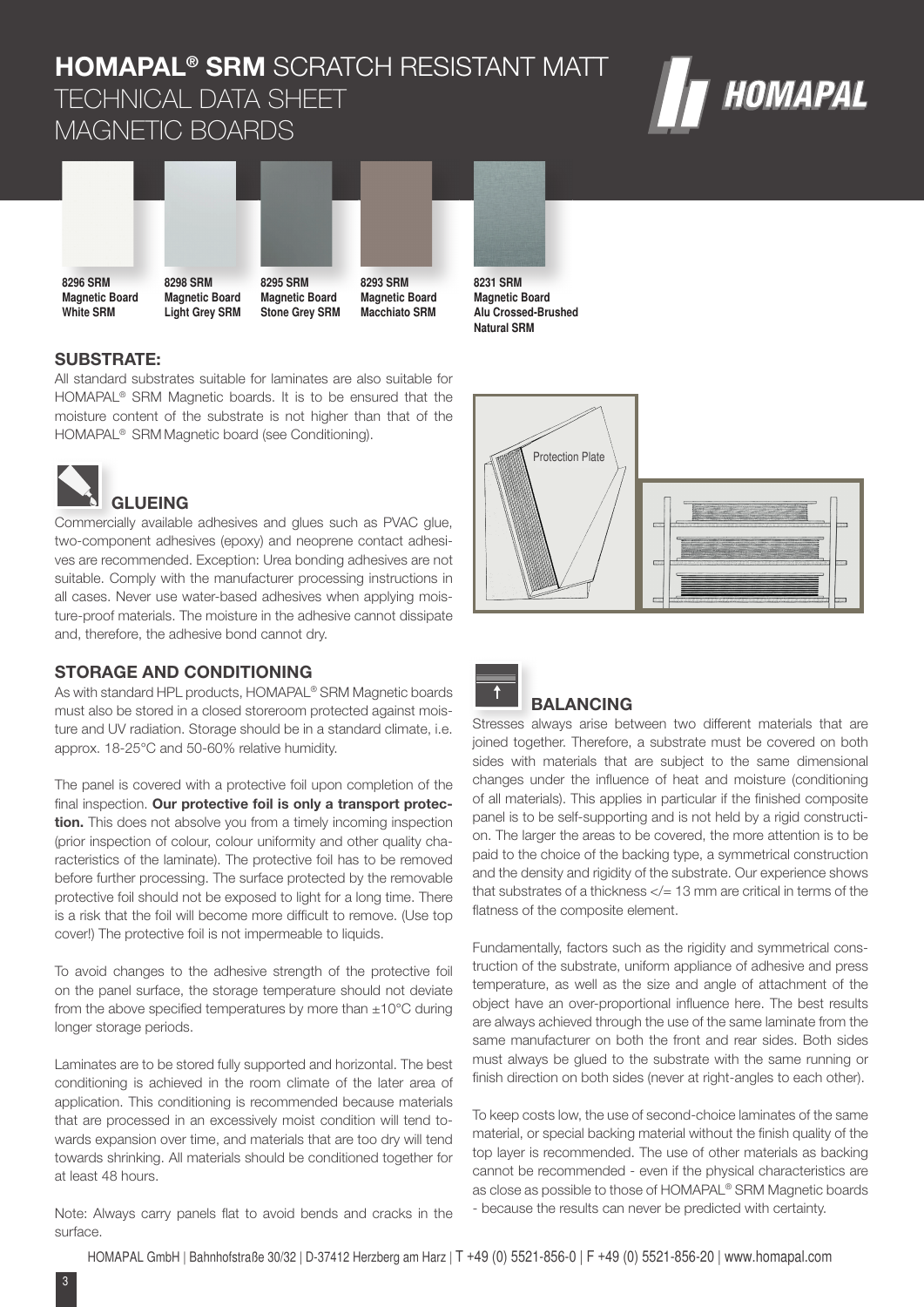# HOMAPAL® SRM SCRATCH RESISTANT MATT
# TECHNICAL DATA SHEET
# MAGNETIC BOARDS

**8296 SRM**
**Magnetic Board**
**White SRM**

**8298 SRM**
**Magnetic Board**
**Light Grey SRM**

**8295 SRM**
**Magnetic Board**
**Stone Grey SRM**

**8293 SRM**
**Magnetic Board**
**Macchiato SRM**

**8231 SRM**
**Magnetic Board**
**Alu Crossed-Brushed Natural SRM**

## SUBSTRATE:

All standard substrates suitable for laminates are also suitable for HOMAPAL® SRM Magnetic boards. It is to be ensured that the moisture content of the substrate is not higher than that of the HOMAPAL® SRM Magnetic board (see Conditioning).

## GLUEING

Commercially available adhesives and glues such as PVAC glue, two-component adhesives (epoxy) and neoprene contact adhesives are recommended. Exception: Urea bonding adhesives are not suitable. Comply with the manufacturer processing instructions in all cases. Never use water-based adhesives when applying moisture-proof materials. The moisture in the adhesive cannot dissipate and, therefore, the adhesive bond cannot dry.

## STORAGE AND CONDITIONING

As with standard HPL products, HOMAPAL® SRM Magnetic boards must also be stored in a closed storeroom protected against moisture and UV radiation. Storage should be in a standard climate, i.e. approx. 18-25°C and 50-60% relative humidity.

The panel is covered with a protective foil upon completion of the final inspection. **Our protective foil is only a transport protection.** This does not absolve you from a timely incoming inspection (prior inspection of colour, colour uniformity and other quality characteristics of the laminate). The protective foil has to be removed before further processing. The surface protected by the removable protective foil should not be exposed to light for a long time. There is a risk that the foil will become more difficult to remove. (Use top cover!) The protective foil is not impermeable to liquids.

To avoid changes to the adhesive strength of the protective foil on the panel surface, the storage temperature should not deviate from the above specified temperatures by more than ±10°C during longer storage periods.

Laminates are to be stored fully supported and horizontal. The best conditioning is achieved in the room climate of the later area of application. This conditioning is recommended because materials that are processed in an excessively moist condition will tend towards expansion over time, and materials that are too dry will tend towards shrinking. All materials should be conditioned together for at least 48 hours.

Note: Always carry panels flat to avoid bends and cracks in the surface.

Protection Plate

## BALANCING

Stresses always arise between two different materials that are joined together. Therefore, a substrate must be covered on both sides with materials that are subject to the same dimensional changes under the influence of heat and moisture (conditioning of all materials). This applies in particular if the finished composite panel is to be self-supporting and is not held by a rigid construction. The larger the areas to be covered, the more attention is to be paid to the choice of the backing type, a symmetrical construction and the density and rigidity of the substrate. Our experience shows that substrates of a thickness </= 13 mm are critical in terms of the flatness of the composite element.

Fundamentally, factors such as the rigidity and symmetrical construction of the substrate, uniform appliance of adhesive and press temperature, as well as the size and angle of attachment of the object have an over-proportional influence here. The best results are always achieved through the use of the same laminate from the same manufacturer on both the front and rear sides. Both sides must always be glued to the substrate with the same running or finish direction on both sides (never at right-angles to each other).

To keep costs low, the use of second-choice laminates of the same material, or special backing material without the finish quality of the top layer is recommended. The use of other materials as backing cannot be recommended - even if the physical characteristics are as close as possible to those of HOMAPAL® SRM Magnetic boards - because the results can never be predicted with certainty.

HOMAPAL GmbH | Bahnhofstraße 30/32 | D-37412 Herzberg am Harz | T +49 (0) 5521-856-0 | F +49 (0) 5521-856-20 | www.homapal.com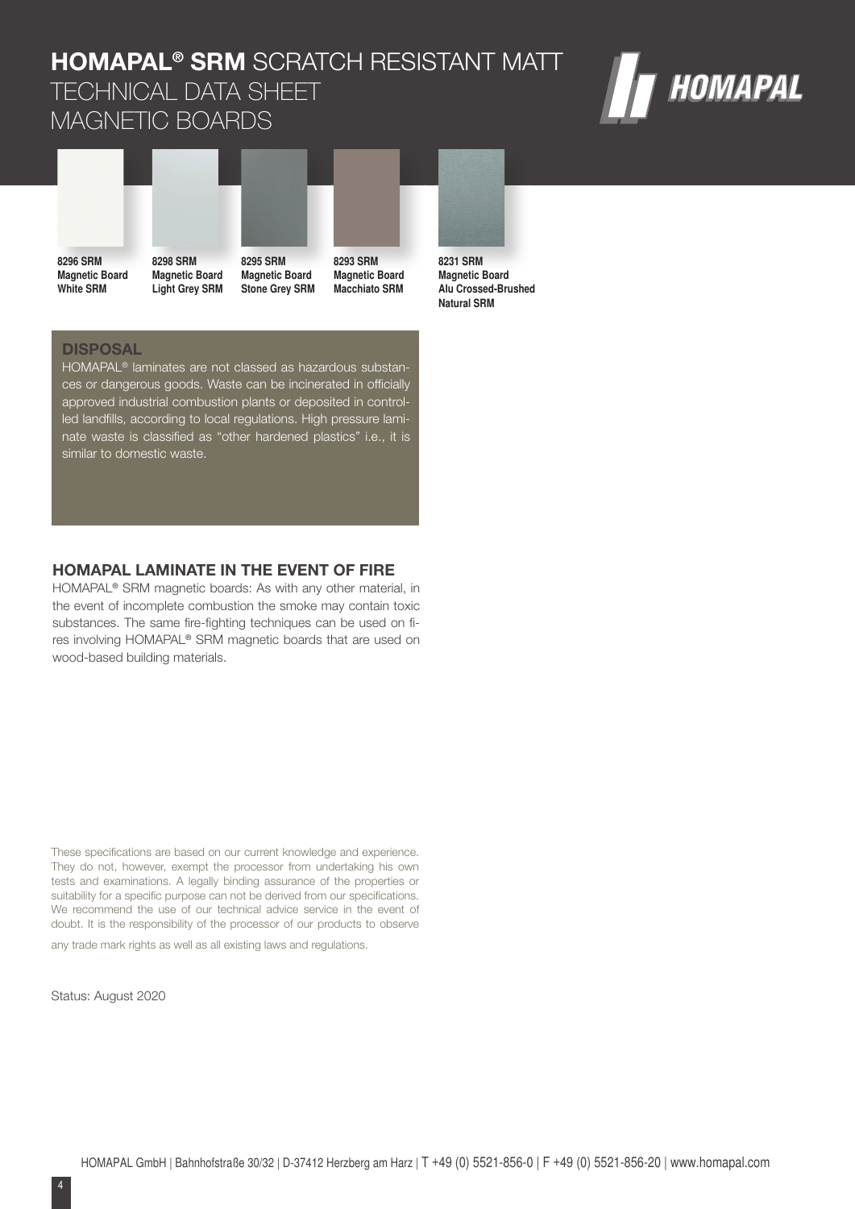# HOMAPAL® SRM SCRATCH RESISTANT MATT TECHNICAL DATA SHEET MAGNETIC BOARDS

HOMAPAL

**8296 SRM**
**Magnetic Board**
**White SRM**

**8298 SRM**
**Magnetic Board**
**Light Grey SRM**

**8295 SRM**
**Magnetic Board**
**Stone Grey SRM**

**8293 SRM**
**Magnetic Board**
**Macchiato SRM**

**8231 SRM**
**Magnetic Board**
**Alu Crossed-Brushed Natural SRM**

## DISPOSAL

HOMAPAL® laminates are not classed as hazardous substances or dangerous goods. Waste can be incinerated in officially approved industrial combustion plants or deposited in controlled landfills, according to local regulations. High pressure laminate waste is classified as "other hardened plastics" i.e., it is similar to domestic waste.

## HOMAPAL LAMINATE IN THE EVENT OF FIRE

HOMAPAL® SRM magnetic boards: As with any other material, in the event of incomplete combustion the smoke may contain toxic substances. The same fire-fighting techniques can be used on fires involving HOMAPAL® SRM magnetic boards that are used on wood-based building materials.

These specifications are based on our current knowledge and experience. They do not, however, exempt the processor from undertaking his own tests and examinations. A legally binding assurance of the properties or suitability for a specific purpose can not be derived from our specifications. We recommend the use of our technical advice service in the event of doubt. It is the responsibility of the processor of our products to observe any trade mark rights as well as all existing laws and regulations.

Status: August 2020

HOMAPAL GmbH | Bahnhofstraße 30/32 | D-37412 Herzberg am Harz | T +49 (0) 5521-856-0 | F +49 (0) 5521-856-20 | www.homapal.com